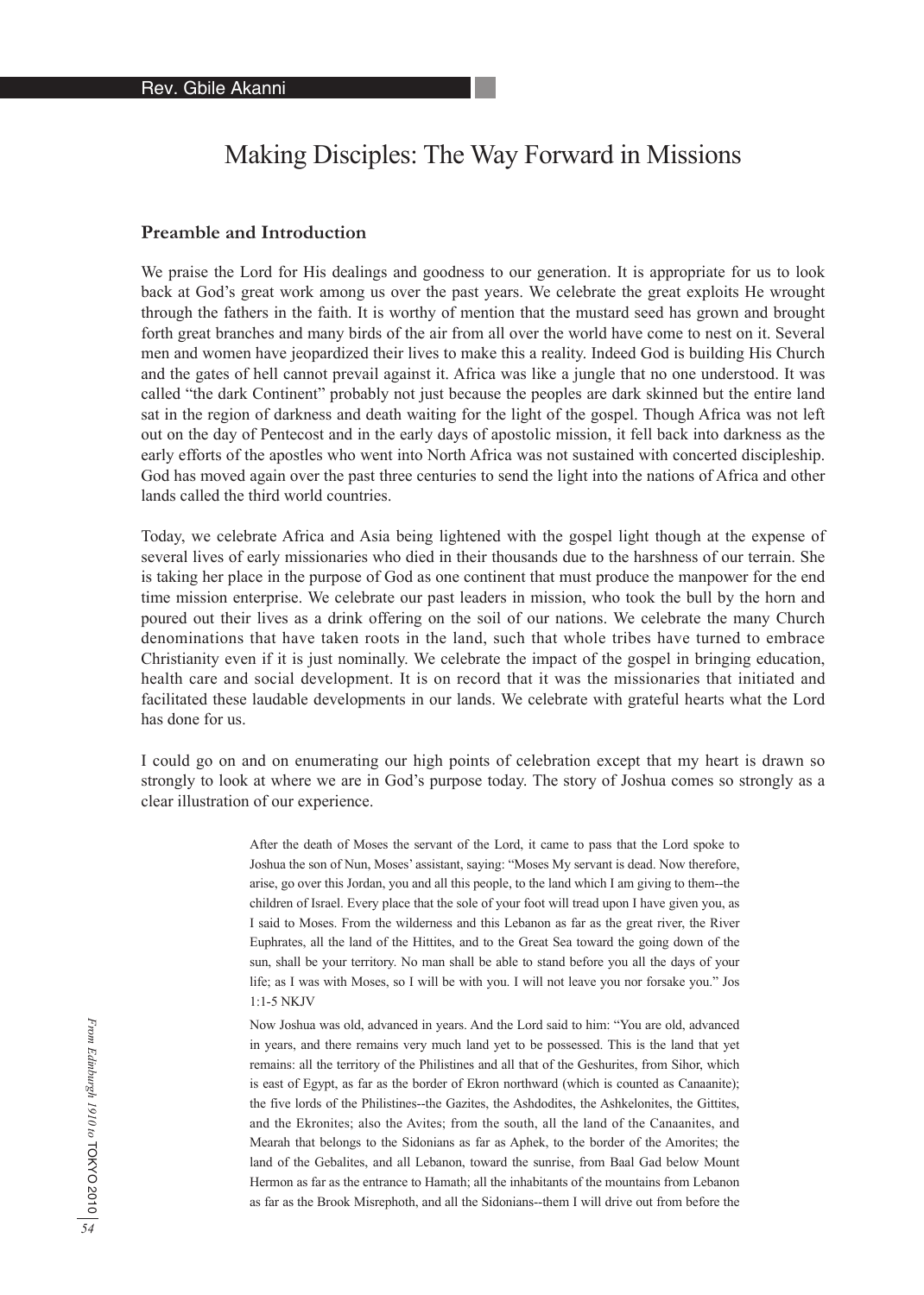Rev. Gbile Akanni

# Making Disciples: The Way Forward in Missions

## Preamble and Introduction

We praise the Lord for His dealings and goodness to our generation. It is appropriate for us to look back at God's great work among us over the past years. We celebrate the great exploits He wrought through the fathers in the faith. It is worthy of mention that the mustard seed has grown and brought forth great branches and many birds of the air from all over the world have come to nest on it. Several men and women have jeopardized their lives to make this a reality. Indeed God is building His Church and the gates of hell cannot prevail against it. Africa was like a jungle that no one understood. It was called "the dark Continent" probably not just because the peoples are dark skinned but the entire land sat in the region of darkness and death waiting for the light of the gospel. Though Africa was not left out on the day of Pentecost and in the early days of apostolic mission, it fell back into darkness as the early efforts of the apostles who went into North Africa was not sustained with concerted discipleship. God has moved again over the past three centuries to send the light into the nations of Africa and other lands called the third world countries.

Today, we celebrate Africa and Asia being lightened with the gospel light though at the expense of several lives of early missionaries who died in their thousands due to the harshness of our terrain. She is taking her place in the purpose of God as one continent that must produce the manpower for the end time mission enterprise. We celebrate our past leaders in mission, who took the bull by the horn and poured out their lives as a drink offering on the soil of our nations. We celebrate the many Church denominations that have taken roots in the land, such that whole tribes have turned to embrace Christianity even if it is just nominally. We celebrate the impact of the gospel in bringing education, health care and social development. It is on record that it was the missionaries that initiated and facilitated these laudable developments in our lands. We celebrate with grateful hearts what the Lord has done for us.

I could go on and on enumerating our high points of celebration except that my heart is drawn so strongly to look at where we are in God's purpose today. The story of Joshua comes so strongly as a clear illustration of our experience.

> After the death of Moses the servant of the Lord, it came to pass that the Lord spoke to Joshua the son of Nun, Moses' assistant, saying: "Moses My servant is dead. Now therefore, arise, go over this Jordan, you and all this people, to the land which I am giving to them--the children of Israel. Every place that the sole of your foot will tread upon I have given you, as I said to Moses. From the wilderness and this Lebanon as far as the great river, the River Euphrates, all the land of the Hittites, and to the Great Sea toward the going down of the sun, shall be your territory. No man shall be able to stand before you all the days of your life; as I was with Moses, so I will be with you. I will not leave you nor forsake you." Jos 1:1-5 NKJV
>
> Now Joshua was old, advanced in years. And the Lord said to him: "You are old, advanced in years, and there remains very much land yet to be possessed. This is the land that yet remains: all the territory of the Philistines and all that of the Geshurites, from Sihor, which is east of Egypt, as far as the border of Ekron northward (which is counted as Canaanite); the five lords of the Philistines--the Gazites, the Ashdodites, the Ashkelonites, the Gittites, and the Ekronites; also the Avites; from the south, all the land of the Canaanites, and Mearah that belongs to the Sidonians as far as Aphek, to the border of the Amorites; the land of the Gebalites, and all Lebanon, toward the sunrise, from Baal Gad below Mount Hermon as far as the entrance to Hamath; all the inhabitants of the mountains from Lebanon as far as the Brook Misrephoth, and all the Sidonians--them I will drive out from before the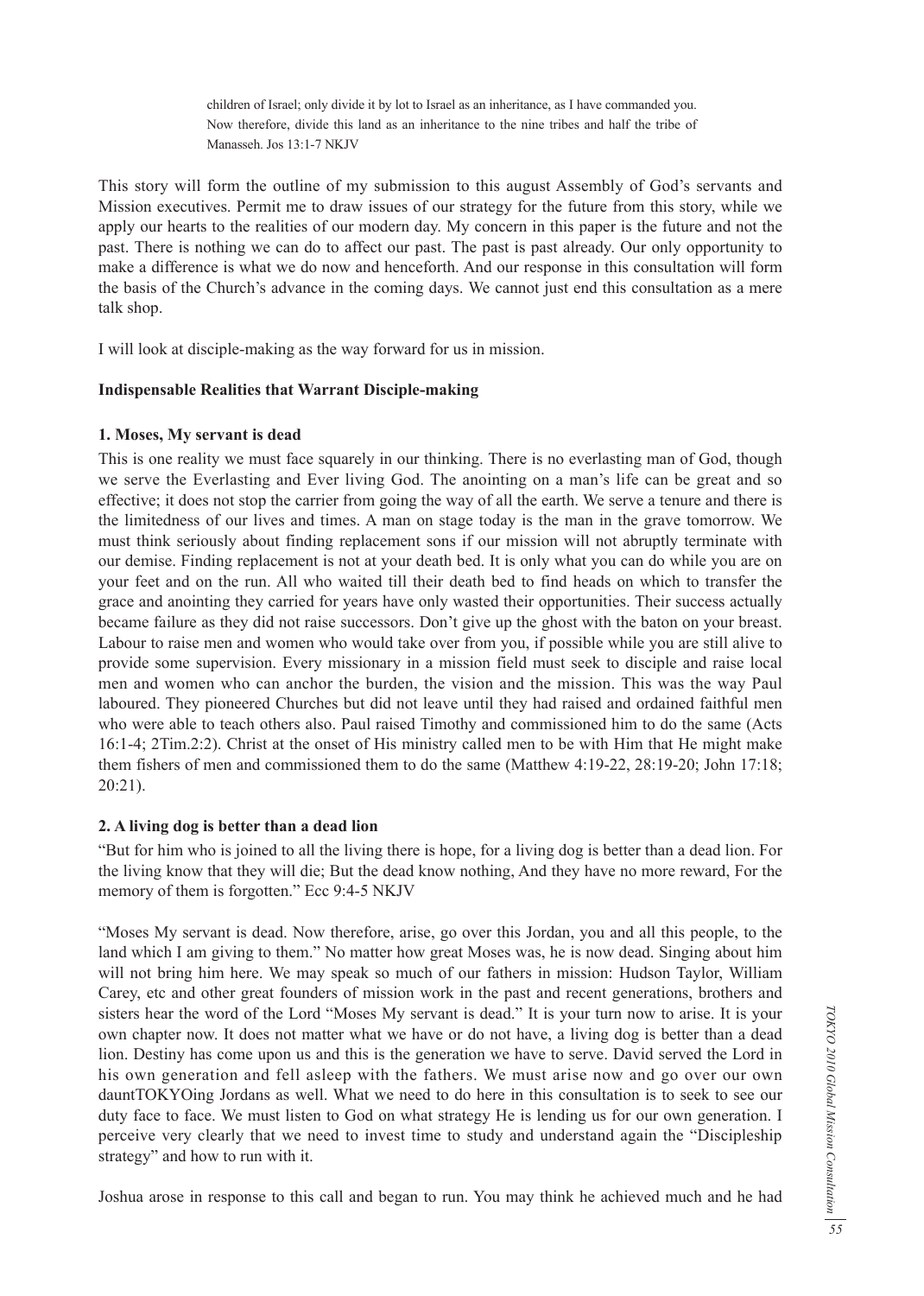children of Israel; only divide it by lot to Israel as an inheritance, as I have commanded you. Now therefore, divide this land as an inheritance to the nine tribes and half the tribe of Manasseh. Jos 13:1-7 NKJV

This story will form the outline of my submission to this august Assembly of God's servants and Mission executives. Permit me to draw issues of our strategy for the future from this story, while we apply our hearts to the realities of our modern day. My concern in this paper is the future and not the past. There is nothing we can do to affect our past. The past is past already. Our only opportunity to make a difference is what we do now and henceforth. And our response in this consultation will form the basis of the Church's advance in the coming days. We cannot just end this consultation as a mere talk shop.

I will look at disciple-making as the way forward for us in mission.

**Indispensable Realities that Warrant Disciple-making**

**1. Moses, My servant is dead**

This is one reality we must face squarely in our thinking. There is no everlasting man of God, though we serve the Everlasting and Ever living God. The anointing on a man's life can be great and so effective; it does not stop the carrier from going the way of all the earth. We serve a tenure and there is the limitedness of our lives and times. A man on stage today is the man in the grave tomorrow. We must think seriously about finding replacement sons if our mission will not abruptly terminate with our demise. Finding replacement is not at your death bed. It is only what you can do while you are on your feet and on the run. All who waited till their death bed to find heads on which to transfer the grace and anointing they carried for years have only wasted their opportunities. Their success actually became failure as they did not raise successors. Don't give up the ghost with the baton on your breast. Labour to raise men and women who would take over from you, if possible while you are still alive to provide some supervision. Every missionary in a mission field must seek to disciple and raise local men and women who can anchor the burden, the vision and the mission. This was the way Paul laboured. They pioneered Churches but did not leave until they had raised and ordained faithful men who were able to teach others also. Paul raised Timothy and commissioned him to do the same (Acts 16:1-4; 2Tim.2:2). Christ at the onset of His ministry called men to be with Him that He might make them fishers of men and commissioned them to do the same (Matthew 4:19-22, 28:19-20; John 17:18; 20:21).

**2. A living dog is better than a dead lion**

"But for him who is joined to all the living there is hope, for a living dog is better than a dead lion. For the living know that they will die; But the dead know nothing, And they have no more reward, For the memory of them is forgotten." Ecc 9:4-5 NKJV

"Moses My servant is dead. Now therefore, arise, go over this Jordan, you and all this people, to the land which I am giving to them." No matter how great Moses was, he is now dead. Singing about him will not bring him here. We may speak so much of our fathers in mission: Hudson Taylor, William Carey, etc and other great founders of mission work in the past and recent generations, brothers and sisters hear the word of the Lord "Moses My servant is dead." It is your turn now to arise. It is your own chapter now. It does not matter what we have or do not have, a living dog is better than a dead lion. Destiny has come upon us and this is the generation we have to serve. David served the Lord in his own generation and fell asleep with the fathers. We must arise now and go over our own dauntTOKYOing Jordans as well. What we need to do here in this consultation is to seek to see our duty face to face. We must listen to God on what strategy He is lending us for our own generation. I perceive very clearly that we need to invest time to study and understand again the "Discipleship strategy" and how to run with it.

Joshua arose in response to this call and began to run. You may think he achieved much and he had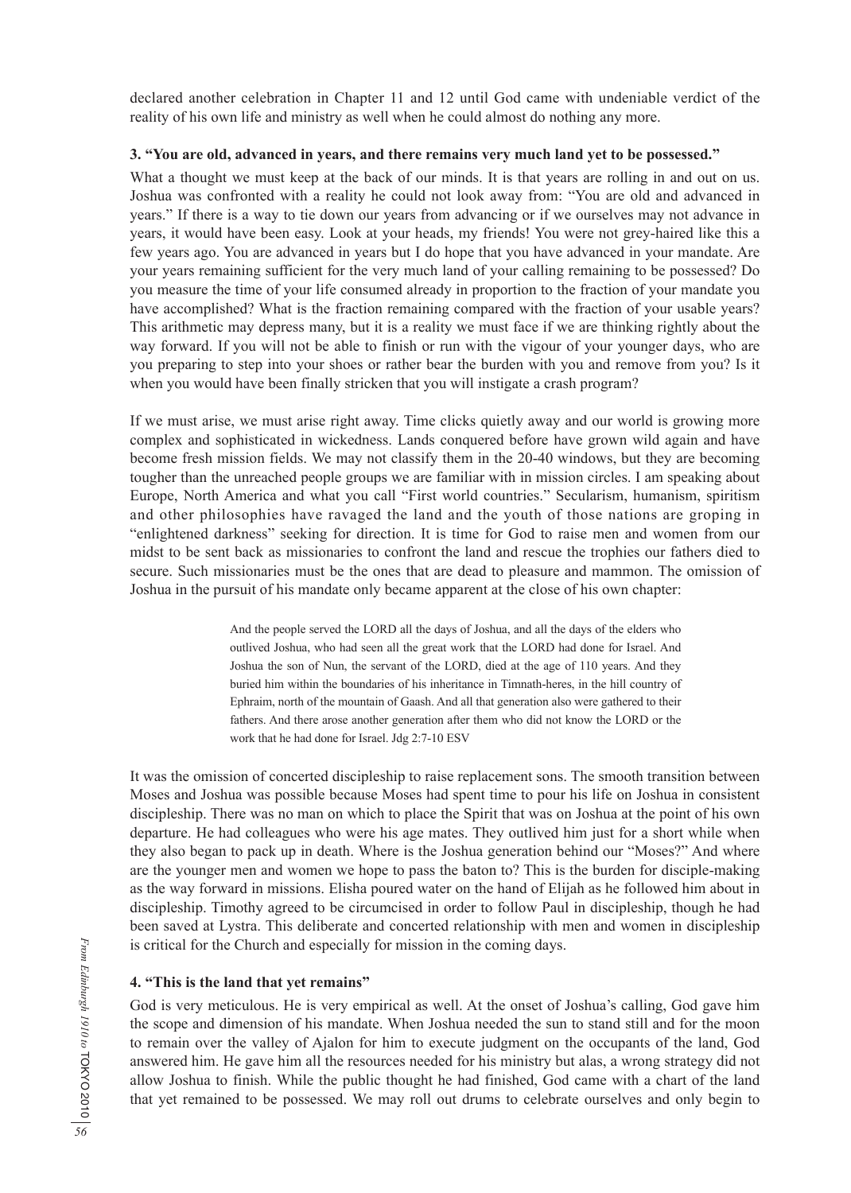declared another celebration in Chapter 11 and 12 until God came with undeniable verdict of the reality of his own life and ministry as well when he could almost do nothing any more.

### 3. "You are old, advanced in years, and there remains very much land yet to be possessed."

What a thought we must keep at the back of our minds. It is that years are rolling in and out on us. Joshua was confronted with a reality he could not look away from: "You are old and advanced in years." If there is a way to tie down our years from advancing or if we ourselves may not advance in years, it would have been easy. Look at your heads, my friends! You were not grey-haired like this a few years ago. You are advanced in years but I do hope that you have advanced in your mandate. Are your years remaining sufficient for the very much land of your calling remaining to be possessed? Do you measure the time of your life consumed already in proportion to the fraction of your mandate you have accomplished? What is the fraction remaining compared with the fraction of your usable years? This arithmetic may depress many, but it is a reality we must face if we are thinking rightly about the way forward. If you will not be able to finish or run with the vigour of your younger days, who are you preparing to step into your shoes or rather bear the burden with you and remove from you? Is it when you would have been finally stricken that you will instigate a crash program?

If we must arise, we must arise right away. Time clicks quietly away and our world is growing more complex and sophisticated in wickedness. Lands conquered before have grown wild again and have become fresh mission fields. We may not classify them in the 20-40 windows, but they are becoming tougher than the unreached people groups we are familiar with in mission circles. I am speaking about Europe, North America and what you call "First world countries." Secularism, humanism, spiritism and other philosophies have ravaged the land and the youth of those nations are groping in "enlightened darkness" seeking for direction. It is time for God to raise men and women from our midst to be sent back as missionaries to confront the land and rescue the trophies our fathers died to secure. Such missionaries must be the ones that are dead to pleasure and mammon. The omission of Joshua in the pursuit of his mandate only became apparent at the close of his own chapter:

> And the people served the LORD all the days of Joshua, and all the days of the elders who outlived Joshua, who had seen all the great work that the LORD had done for Israel. And Joshua the son of Nun, the servant of the LORD, died at the age of 110 years. And they buried him within the boundaries of his inheritance in Timnath-heres, in the hill country of Ephraim, north of the mountain of Gaash. And all that generation also were gathered to their fathers. And there arose another generation after them who did not know the LORD or the work that he had done for Israel. Jdg 2:7-10 ESV

It was the omission of concerted discipleship to raise replacement sons. The smooth transition between Moses and Joshua was possible because Moses had spent time to pour his life on Joshua in consistent discipleship. There was no man on which to place the Spirit that was on Joshua at the point of his own departure. He had colleagues who were his age mates. They outlived him just for a short while when they also began to pack up in death. Where is the Joshua generation behind our "Moses?" And where are the younger men and women we hope to pass the baton to? This is the burden for disciple-making as the way forward in missions. Elisha poured water on the hand of Elijah as he followed him about in discipleship. Timothy agreed to be circumcised in order to follow Paul in discipleship, though he had been saved at Lystra. This deliberate and concerted relationship with men and women in discipleship is critical for the Church and especially for mission in the coming days.

### 4. "This is the land that yet remains"

God is very meticulous. He is very empirical as well. At the onset of Joshua's calling, God gave him the scope and dimension of his mandate. When Joshua needed the sun to stand still and for the moon to remain over the valley of Ajalon for him to execute judgment on the occupants of the land, God answered him. He gave him all the resources needed for his ministry but alas, a wrong strategy did not allow Joshua to finish. While the public thought he had finished, God came with a chart of the land that yet remained to be possessed. We may roll out drums to celebrate ourselves and only begin to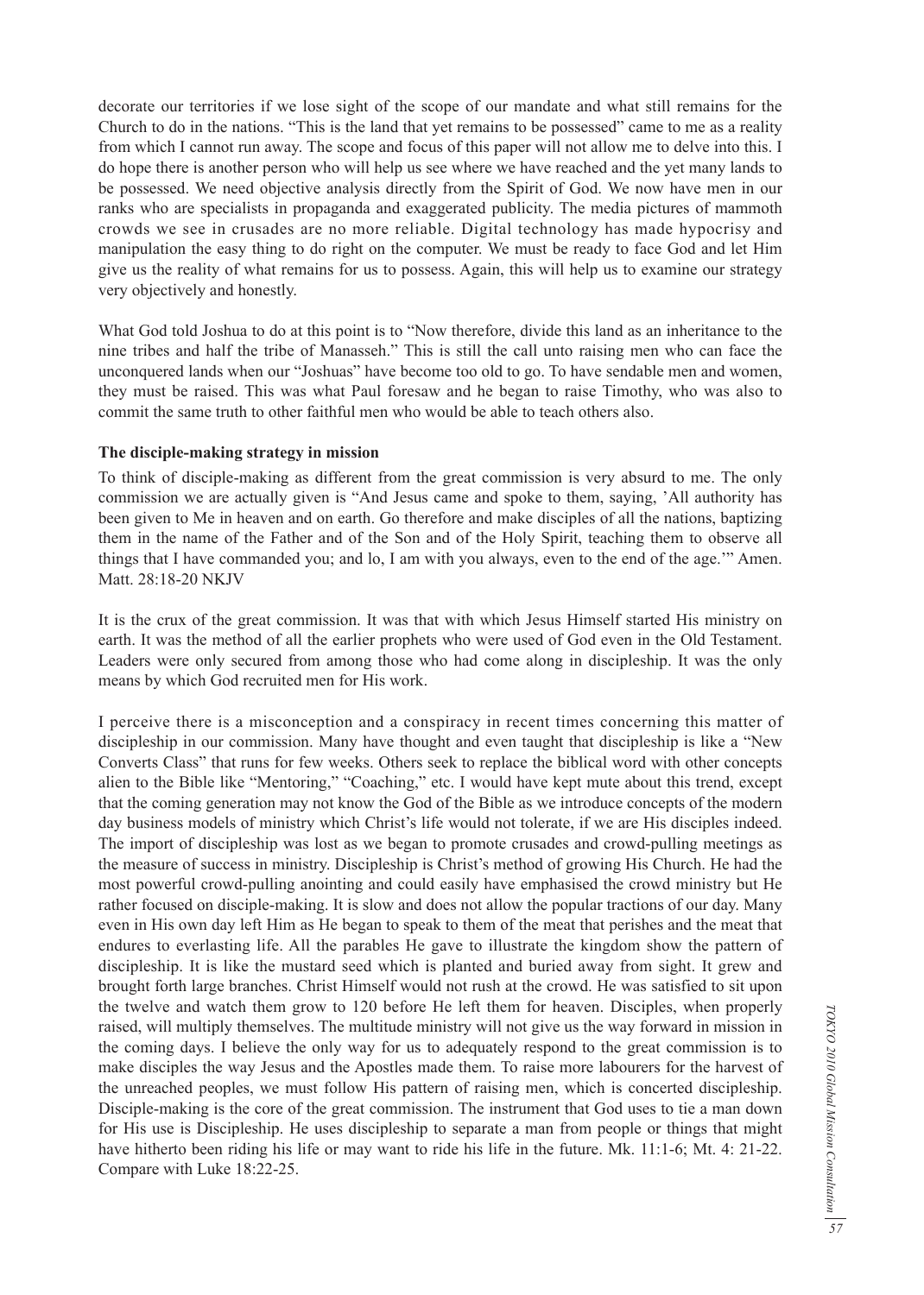decorate our territories if we lose sight of the scope of our mandate and what still remains for the Church to do in the nations. "This is the land that yet remains to be possessed" came to me as a reality from which I cannot run away. The scope and focus of this paper will not allow me to delve into this. I do hope there is another person who will help us see where we have reached and the yet many lands to be possessed. We need objective analysis directly from the Spirit of God. We now have men in our ranks who are specialists in propaganda and exaggerated publicity. The media pictures of mammoth crowds we see in crusades are no more reliable. Digital technology has made hypocrisy and manipulation the easy thing to do right on the computer. We must be ready to face God and let Him give us the reality of what remains for us to possess. Again, this will help us to examine our strategy very objectively and honestly.

What God told Joshua to do at this point is to "Now therefore, divide this land as an inheritance to the nine tribes and half the tribe of Manasseh." This is still the call unto raising men who can face the unconquered lands when our "Joshuas" have become too old to go. To have sendable men and women, they must be raised. This was what Paul foresaw and he began to raise Timothy, who was also to commit the same truth to other faithful men who would be able to teach others also.

### The disciple-making strategy in mission

To think of disciple-making as different from the great commission is very absurd to me. The only commission we are actually given is "And Jesus came and spoke to them, saying, 'All authority has been given to Me in heaven and on earth. Go therefore and make disciples of all the nations, baptizing them in the name of the Father and of the Son and of the Holy Spirit, teaching them to observe all things that I have commanded you; and lo, I am with you always, even to the end of the age.'" Amen. Matt. 28:18-20 NKJV

It is the crux of the great commission. It was that with which Jesus Himself started His ministry on earth. It was the method of all the earlier prophets who were used of God even in the Old Testament. Leaders were only secured from among those who had come along in discipleship. It was the only means by which God recruited men for His work.

I perceive there is a misconception and a conspiracy in recent times concerning this matter of discipleship in our commission. Many have thought and even taught that discipleship is like a "New Converts Class" that runs for few weeks. Others seek to replace the biblical word with other concepts alien to the Bible like "Mentoring," "Coaching," etc. I would have kept mute about this trend, except that the coming generation may not know the God of the Bible as we introduce concepts of the modern day business models of ministry which Christ's life would not tolerate, if we are His disciples indeed. The import of discipleship was lost as we began to promote crusades and crowd-pulling meetings as the measure of success in ministry. Discipleship is Christ's method of growing His Church. He had the most powerful crowd-pulling anointing and could easily have emphasised the crowd ministry but He rather focused on disciple-making. It is slow and does not allow the popular tractions of our day. Many even in His own day left Him as He began to speak to them of the meat that perishes and the meat that endures to everlasting life. All the parables He gave to illustrate the kingdom show the pattern of discipleship. It is like the mustard seed which is planted and buried away from sight. It grew and brought forth large branches. Christ Himself would not rush at the crowd. He was satisfied to sit upon the twelve and watch them grow to 120 before He left them for heaven. Disciples, when properly raised, will multiply themselves. The multitude ministry will not give us the way forward in mission in the coming days. I believe the only way for us to adequately respond to the great commission is to make disciples the way Jesus and the Apostles made them. To raise more labourers for the harvest of the unreached peoples, we must follow His pattern of raising men, which is concerted discipleship. Disciple-making is the core of the great commission. The instrument that God uses to tie a man down for His use is Discipleship. He uses discipleship to separate a man from people or things that might have hitherto been riding his life or may want to ride his life in the future. Mk. 11:1-6; Mt. 4: 21-22. Compare with Luke 18:22-25.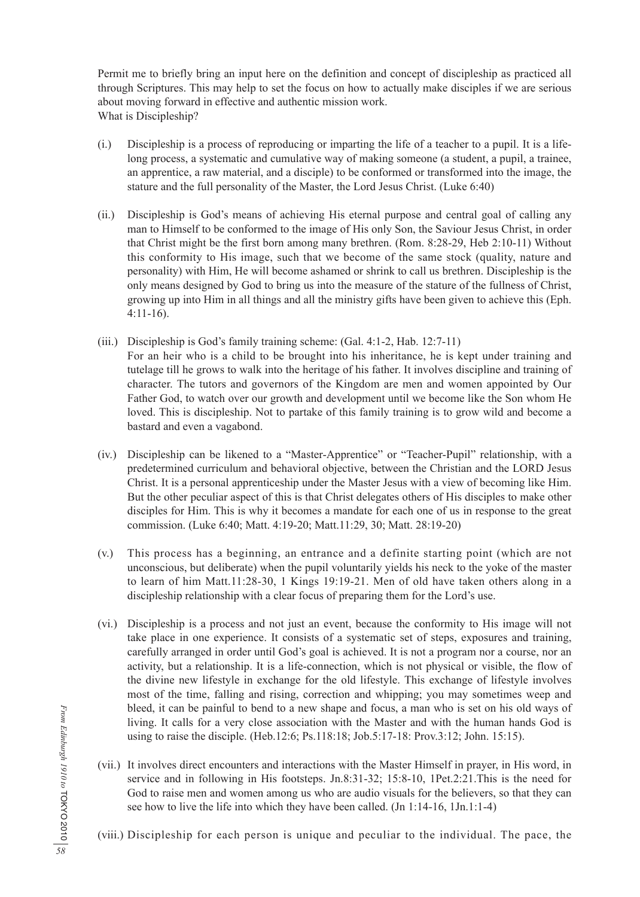Permit me to briefly bring an input here on the definition and concept of discipleship as practiced all through Scriptures. This may help to set the focus on how to actually make disciples if we are serious about moving forward in effective and authentic mission work.
What is Discipleship?

(i.) Discipleship is a process of reproducing or imparting the life of a teacher to a pupil. It is a life-long process, a systematic and cumulative way of making someone (a student, a pupil, a trainee, an apprentice, a raw material, and a disciple) to be conformed or transformed into the image, the stature and the full personality of the Master, the Lord Jesus Christ. (Luke 6:40)

(ii.) Discipleship is God's means of achieving His eternal purpose and central goal of calling any man to Himself to be conformed to the image of His only Son, the Saviour Jesus Christ, in order that Christ might be the first born among many brethren. (Rom. 8:28-29, Heb 2:10-11) Without this conformity to His image, such that we become of the same stock (quality, nature and personality) with Him, He will become ashamed or shrink to call us brethren. Discipleship is the only means designed by God to bring us into the measure of the stature of the fullness of Christ, growing up into Him in all things and all the ministry gifts have been given to achieve this (Eph. 4:11-16).

(iii.) Discipleship is God's family training scheme: (Gal. 4:1-2, Hab. 12:7-11)
For an heir who is a child to be brought into his inheritance, he is kept under training and tutelage till he grows to walk into the heritage of his father. It involves discipline and training of character. The tutors and governors of the Kingdom are men and women appointed by Our Father God, to watch over our growth and development until we become like the Son whom He loved. This is discipleship. Not to partake of this family training is to grow wild and become a bastard and even a vagabond.

(iv.) Discipleship can be likened to a "Master-Apprentice" or "Teacher-Pupil" relationship, with a predetermined curriculum and behavioral objective, between the Christian and the LORD Jesus Christ. It is a personal apprenticeship under the Master Jesus with a view of becoming like Him. But the other peculiar aspect of this is that Christ delegates others of His disciples to make other disciples for Him. This is why it becomes a mandate for each one of us in response to the great commission. (Luke 6:40; Matt. 4:19-20; Matt.11:29, 30; Matt. 28:19-20)

(v.) This process has a beginning, an entrance and a definite starting point (which are not unconscious, but deliberate) when the pupil voluntarily yields his neck to the yoke of the master to learn of him Matt.11:28-30, 1 Kings 19:19-21. Men of old have taken others along in a discipleship relationship with a clear focus of preparing them for the Lord's use.

(vi.) Discipleship is a process and not just an event, because the conformity to His image will not take place in one experience. It consists of a systematic set of steps, exposures and training, carefully arranged in order until God's goal is achieved. It is not a program nor a course, nor an activity, but a relationship. It is a life-connection, which is not physical or visible, the flow of the divine new lifestyle in exchange for the old lifestyle. This exchange of lifestyle involves most of the time, falling and rising, correction and whipping; you may sometimes weep and bleed, it can be painful to bend to a new shape and focus, a man who is set on his old ways of living. It calls for a very close association with the Master and with the human hands God is using to raise the disciple. (Heb.12:6; Ps.118:18; Job.5:17-18: Prov.3:12; John. 15:15).

(vii.) It involves direct encounters and interactions with the Master Himself in prayer, in His word, in service and in following in His footsteps. Jn.8:31-32; 15:8-10, 1Pet.2:21.This is the need for God to raise men and women among us who are audio visuals for the believers, so that they can see how to live the life into which they have been called. (Jn 1:14-16, 1Jn.1:1-4)

(viii.) Discipleship for each person is unique and peculiar to the individual. The pace, the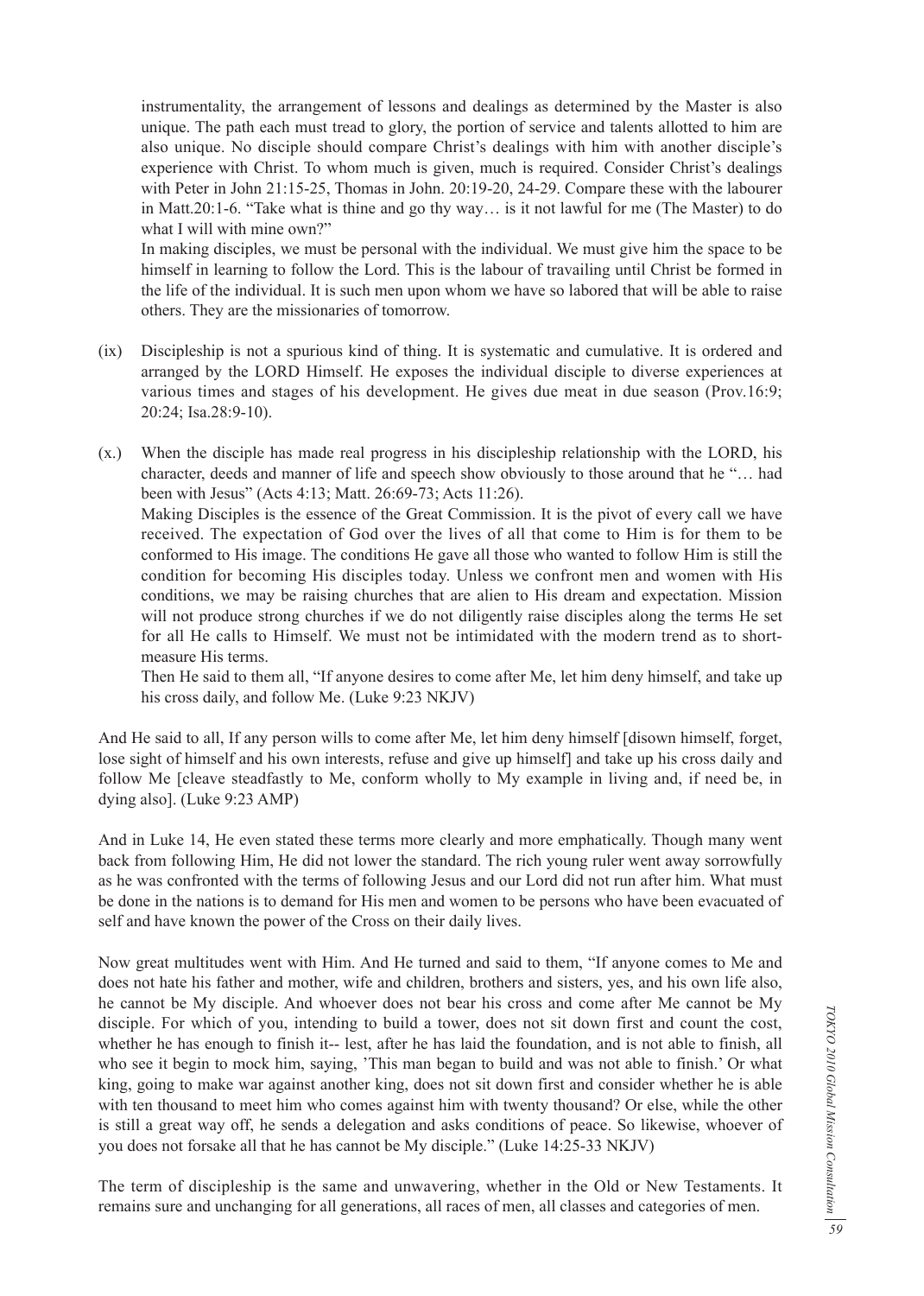instrumentality, the arrangement of lessons and dealings as determined by the Master is also unique. The path each must tread to glory, the portion of service and talents allotted to him are also unique. No disciple should compare Christ's dealings with him with another disciple's experience with Christ. To whom much is given, much is required. Consider Christ's dealings with Peter in John 21:15-25, Thomas in John. 20:19-20, 24-29. Compare these with the labourer in Matt.20:1-6. "Take what is thine and go thy way… is it not lawful for me (The Master) to do what I will with mine own?"

In making disciples, we must be personal with the individual. We must give him the space to be himself in learning to follow the Lord. This is the labour of travailing until Christ be formed in the life of the individual. It is such men upon whom we have so labored that will be able to raise others. They are the missionaries of tomorrow.

(ix) Discipleship is not a spurious kind of thing. It is systematic and cumulative. It is ordered and arranged by the LORD Himself. He exposes the individual disciple to diverse experiences at various times and stages of his development. He gives due meat in due season (Prov.16:9; 20:24; Isa.28:9-10).

(x.) When the disciple has made real progress in his discipleship relationship with the LORD, his character, deeds and manner of life and speech show obviously to those around that he "… had been with Jesus" (Acts 4:13; Matt. 26:69-73; Acts 11:26).

Making Disciples is the essence of the Great Commission. It is the pivot of every call we have received. The expectation of God over the lives of all that come to Him is for them to be conformed to His image. The conditions He gave all those who wanted to follow Him is still the condition for becoming His disciples today. Unless we confront men and women with His conditions, we may be raising churches that are alien to His dream and expectation. Mission will not produce strong churches if we do not diligently raise disciples along the terms He set for all He calls to Himself. We must not be intimidated with the modern trend as to short-measure His terms.

Then He said to them all, "If anyone desires to come after Me, let him deny himself, and take up his cross daily, and follow Me. (Luke 9:23 NKJV)

And He said to all, If any person wills to come after Me, let him deny himself [disown himself, forget, lose sight of himself and his own interests, refuse and give up himself] and take up his cross daily and follow Me [cleave steadfastly to Me, conform wholly to My example in living and, if need be, in dying also]. (Luke 9:23 AMP)

And in Luke 14, He even stated these terms more clearly and more emphatically. Though many went back from following Him, He did not lower the standard. The rich young ruler went away sorrowfully as he was confronted with the terms of following Jesus and our Lord did not run after him. What must be done in the nations is to demand for His men and women to be persons who have been evacuated of self and have known the power of the Cross on their daily lives.

Now great multitudes went with Him. And He turned and said to them, "If anyone comes to Me and does not hate his father and mother, wife and children, brothers and sisters, yes, and his own life also, he cannot be My disciple. And whoever does not bear his cross and come after Me cannot be My disciple. For which of you, intending to build a tower, does not sit down first and count the cost, whether he has enough to finish it-- lest, after he has laid the foundation, and is not able to finish, all who see it begin to mock him, saying, 'This man began to build and was not able to finish.' Or what king, going to make war against another king, does not sit down first and consider whether he is able with ten thousand to meet him who comes against him with twenty thousand? Or else, while the other is still a great way off, he sends a delegation and asks conditions of peace. So likewise, whoever of you does not forsake all that he has cannot be My disciple." (Luke 14:25-33 NKJV)

The term of discipleship is the same and unwavering, whether in the Old or New Testaments. It remains sure and unchanging for all generations, all races of men, all classes and categories of men.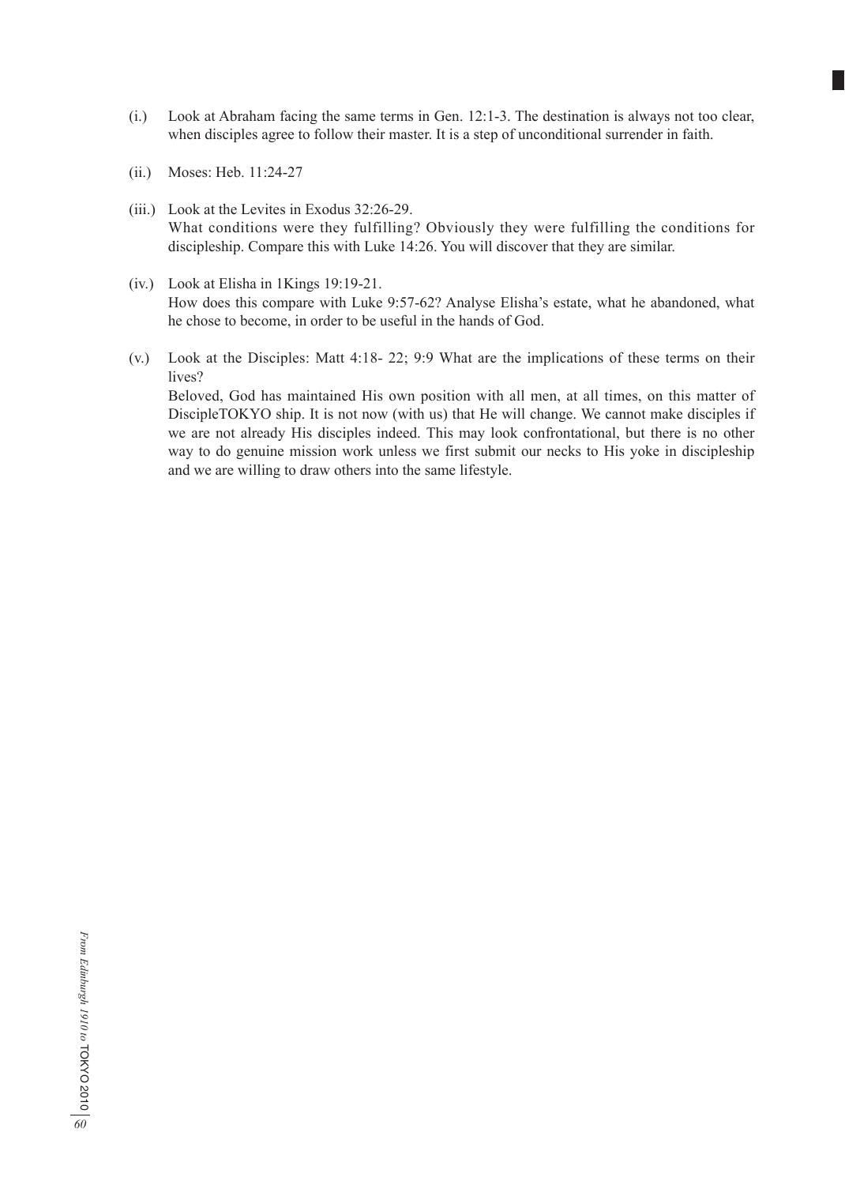(i.) Look at Abraham facing the same terms in Gen. 12:1-3. The destination is always not too clear, when disciples agree to follow their master. It is a step of unconditional surrender in faith.

(ii.) Moses: Heb. 11:24-27

(iii.) Look at the Levites in Exodus 32:26-29.
What conditions were they fulfilling? Obviously they were fulfilling the conditions for discipleship. Compare this with Luke 14:26. You will discover that they are similar.

(iv.) Look at Elisha in 1Kings 19:19-21.
How does this compare with Luke 9:57-62? Analyse Elisha's estate, what he abandoned, what he chose to become, in order to be useful in the hands of God.

(v.) Look at the Disciples: Matt 4:18- 22; 9:9 What are the implications of these terms on their lives?
Beloved, God has maintained His own position with all men, at all times, on this matter of DiscipleTOKYO ship. It is not now (with us) that He will change. We cannot make disciples if we are not already His disciples indeed. This may look confrontational, but there is no other way to do genuine mission work unless we first submit our necks to His yoke in discipleship and we are willing to draw others into the same lifestyle.